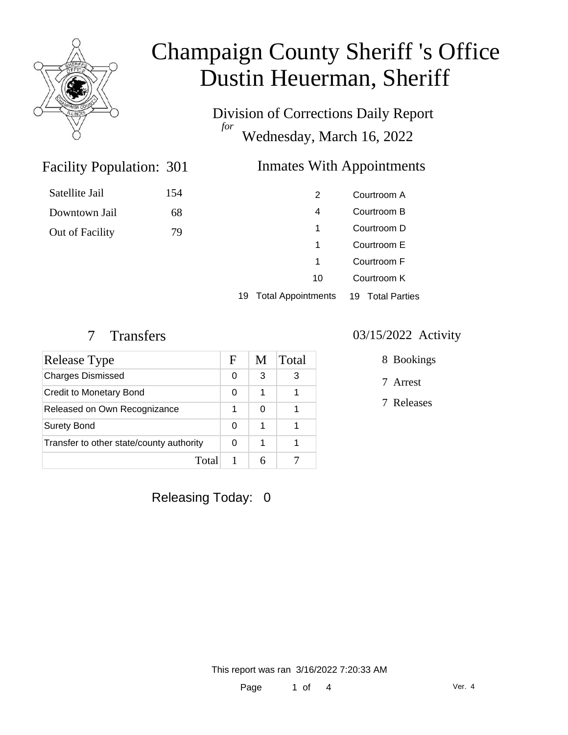# Champaign County Sheriff 's Office
# Dustin Heuerman, Sheriff

Division of Corrections Daily Report
*for*
Wednesday, March 16, 2022

## Facility Population: 301

| | |
|---|---|
| Satellite Jail | 154 |
| Downtown Jail | 68 |
| Out of Facility | 79 |

## Inmates With Appointments

| | |
|---|---|
| 2 | Courtroom A |
| 4 | Courtroom B |
| 1 | Courtroom D |
| 1 | Courtroom E |
| 1 | Courtroom F |
| 10 | Courtroom K |
| 19 Total Appointments | 19 Total Parties |

## 7 Transfers

| Release Type | F | M | Total |
|---|---|---|---|
| Charges Dismissed | 0 | 3 | 3 |
| Credit to Monetary Bond | 0 | 1 | 1 |
| Released on Own Recognizance | 1 | 0 | 1 |
| Surety Bond | 0 | 1 | 1 |
| Transfer to other state/county authority | 0 | 1 | 1 |
| Total | 1 | 6 | 7 |

## 03/15/2022 Activity

8 Bookings

7 Arrest

7 Releases

Releasing Today: 0

This report was ran 3/16/2022 7:20:33 AM

Ver. 4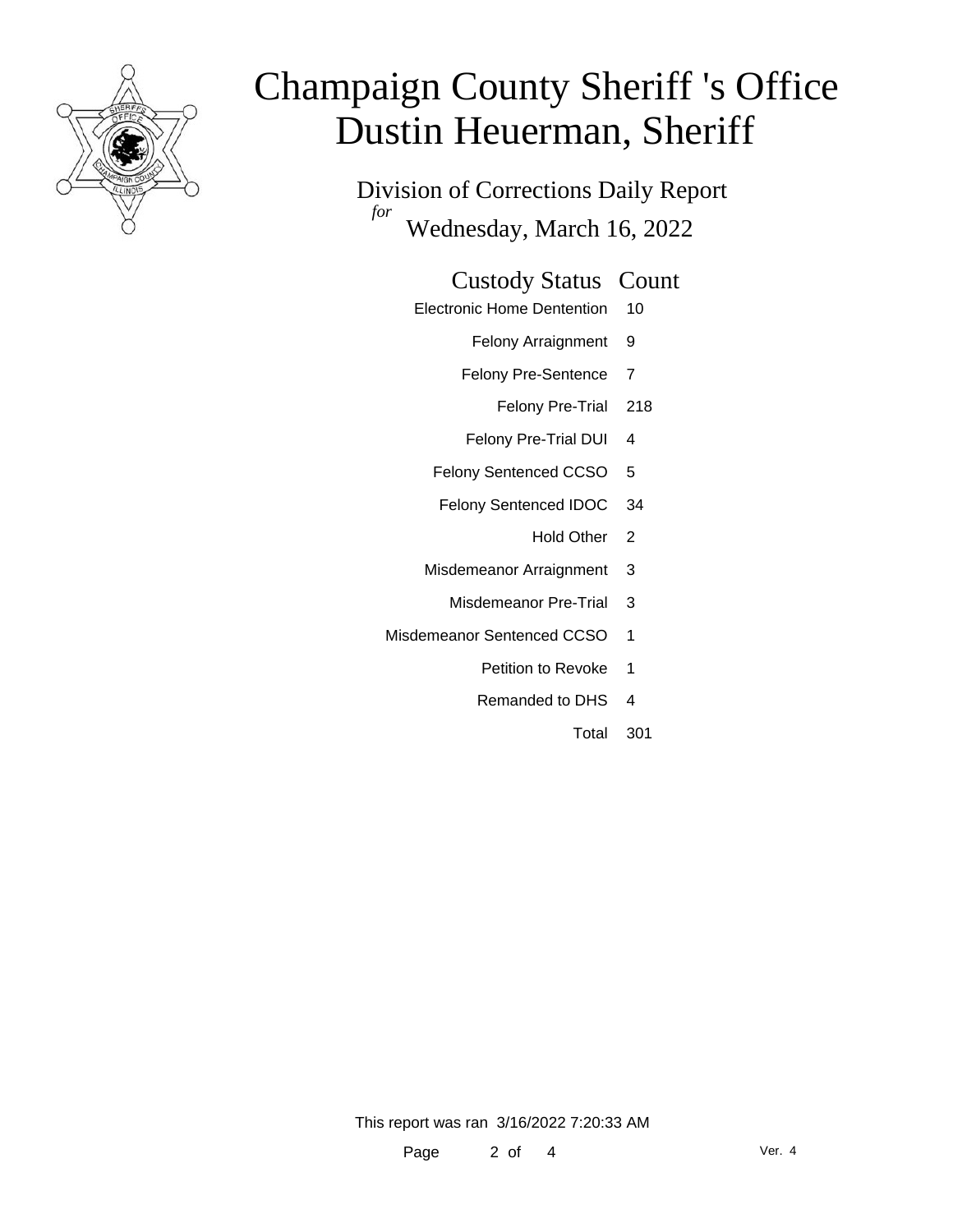# Champaign County Sheriff 's Office
# Dustin Heuerman, Sheriff

## Division of Corrections Daily Report
*for* Wednesday, March 16, 2022

| Custody Status | Count |
|---|---|
| Electronic Home Dentention | 10 |
| Felony Arraignment | 9 |
| Felony Pre-Sentence | 7 |
| Felony Pre-Trial | 218 |
| Felony Pre-Trial DUI | 4 |
| Felony Sentenced CCSO | 5 |
| Felony Sentenced IDOC | 34 |
| Hold Other | 2 |
| Misdemeanor Arraignment | 3 |
| Misdemeanor Pre-Trial | 3 |
| Misdemeanor Sentenced CCSO | 1 |
| Petition to Revoke | 1 |
| Remanded to DHS | 4 |
| Total | 301 |

This report was ran 3/16/2022 7:20:33 AM

Ver. 4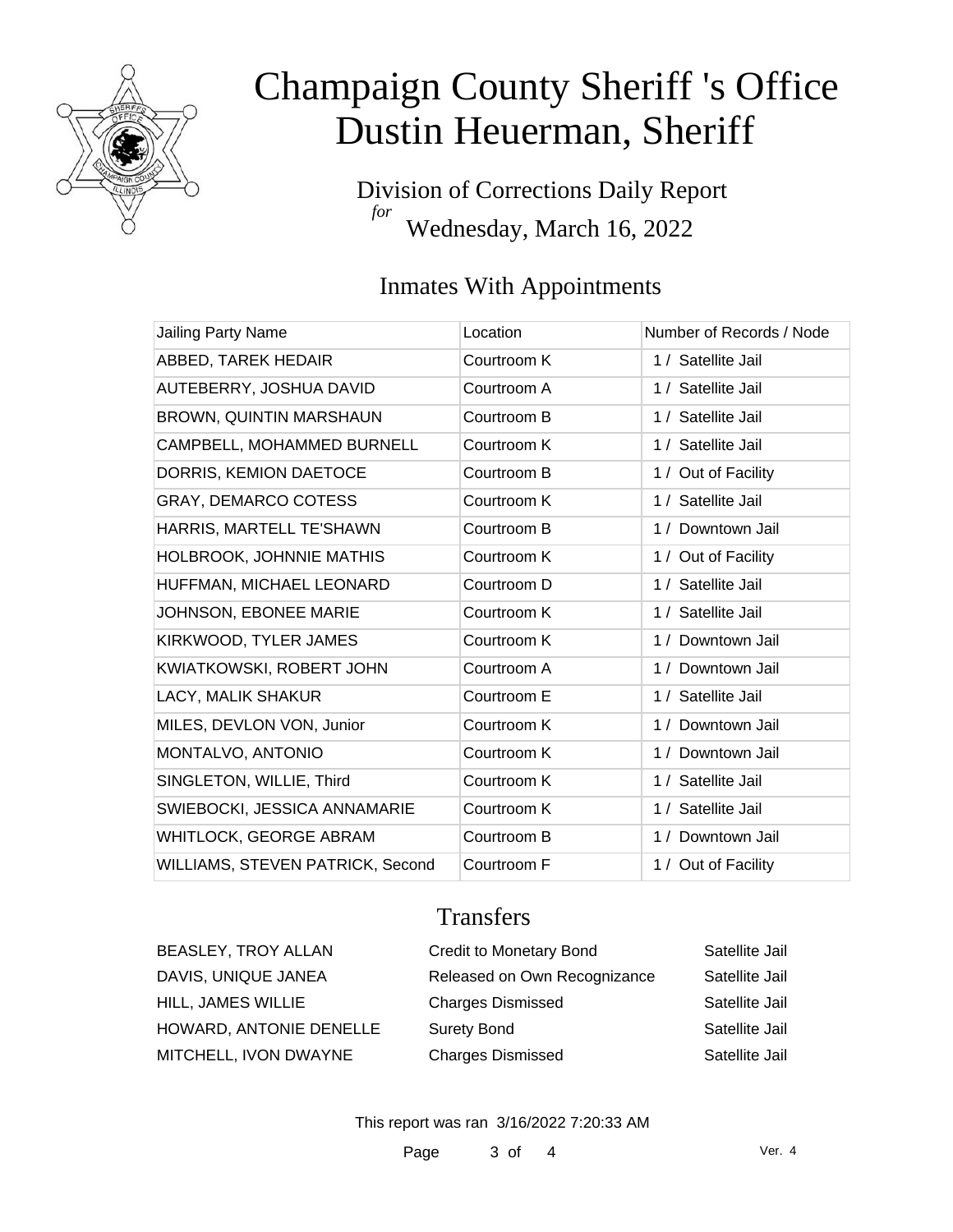# Champaign County Sheriff 's Office
# Dustin Heuerman, Sheriff

Division of Corrections Daily Report
*for*
Wednesday, March 16, 2022

## Inmates With Appointments

| Jailing Party Name | Location | Number of Records / Node |
|---|---|---|
| ABBED, TAREK HEDAIR | Courtroom K | 1 / Satellite Jail |
| AUTEBERRY, JOSHUA DAVID | Courtroom A | 1 / Satellite Jail |
| BROWN, QUINTIN MARSHAUN | Courtroom B | 1 / Satellite Jail |
| CAMPBELL, MOHAMMED BURNELL | Courtroom K | 1 / Satellite Jail |
| DORRIS, KEMION DAETOCE | Courtroom B | 1 / Out of Facility |
| GRAY, DEMARCO COTESS | Courtroom K | 1 / Satellite Jail |
| HARRIS, MARTELL TE'SHAWN | Courtroom B | 1 / Downtown Jail |
| HOLBROOK, JOHNNIE MATHIS | Courtroom K | 1 / Out of Facility |
| HUFFMAN, MICHAEL LEONARD | Courtroom D | 1 / Satellite Jail |
| JOHNSON, EBONEE MARIE | Courtroom K | 1 / Satellite Jail |
| KIRKWOOD, TYLER JAMES | Courtroom K | 1 / Downtown Jail |
| KWIATKOWSKI, ROBERT JOHN | Courtroom A | 1 / Downtown Jail |
| LACY, MALIK SHAKUR | Courtroom E | 1 / Satellite Jail |
| MILES, DEVLON VON, Junior | Courtroom K | 1 / Downtown Jail |
| MONTALVO, ANTONIO | Courtroom K | 1 / Downtown Jail |
| SINGLETON, WILLIE, Third | Courtroom K | 1 / Satellite Jail |
| SWIEBOCKI, JESSICA ANNAMARIE | Courtroom K | 1 / Satellite Jail |
| WHITLOCK, GEORGE ABRAM | Courtroom B | 1 / Downtown Jail |
| WILLIAMS, STEVEN PATRICK, Second | Courtroom F | 1 / Out of Facility |

## Transfers

| | | |
|---|---|---|
| BEASLEY, TROY ALLAN | Credit to Monetary Bond | Satellite Jail |
| DAVIS, UNIQUE JANEA | Released on Own Recognizance | Satellite Jail |
| HILL, JAMES WILLIE | Charges Dismissed | Satellite Jail |
| HOWARD, ANTONIE DENELLE | Surety Bond | Satellite Jail |
| MITCHELL, IVON DWAYNE | Charges Dismissed | Satellite Jail |

This report was ran 3/16/2022 7:20:33 AM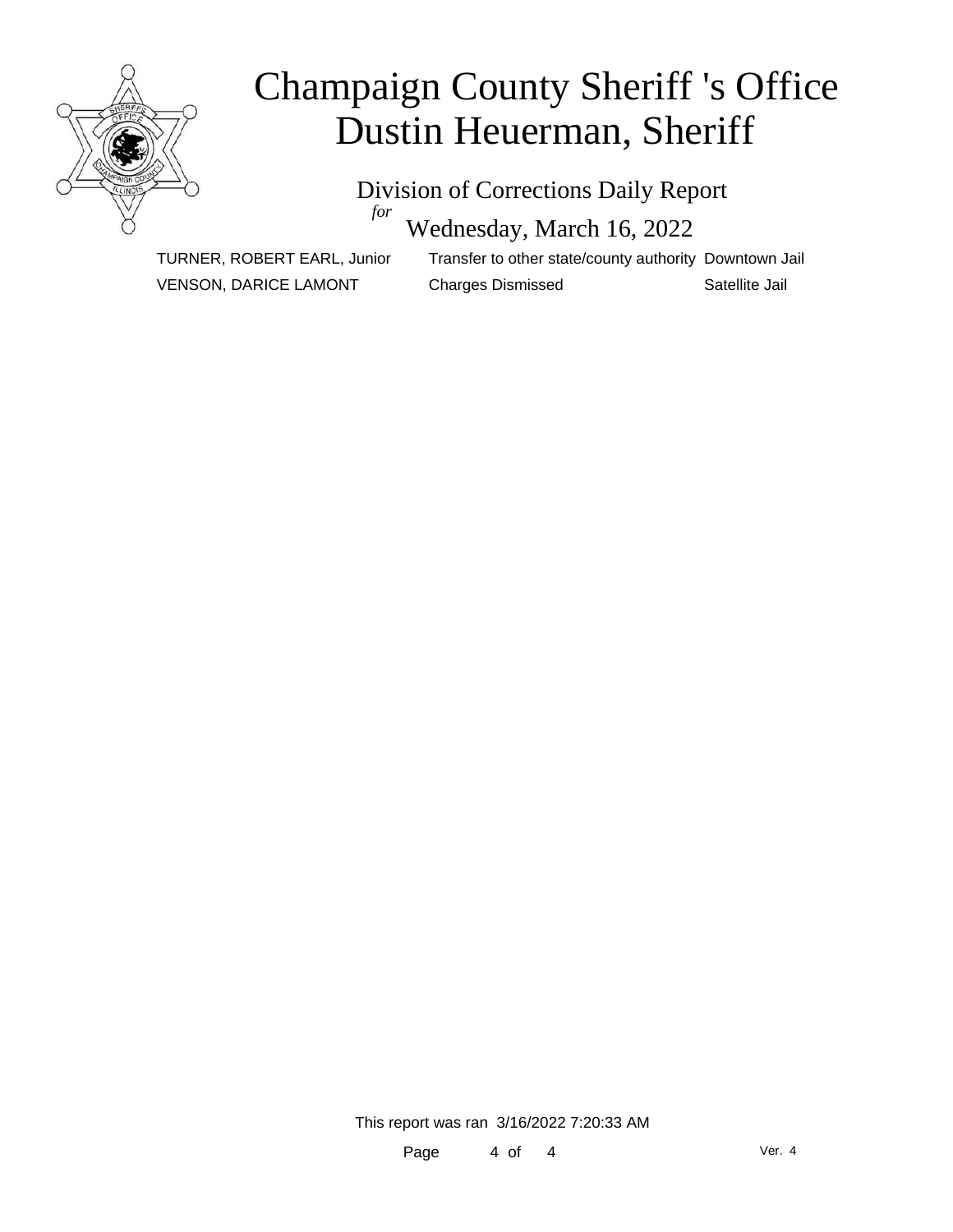# Champaign County Sheriff 's Office
# Dustin Heuerman, Sheriff

Division of Corrections Daily Report

*for* Wednesday, March 16, 2022

| | | |
|---|---|---|
| TURNER, ROBERT EARL, Junior | Transfer to other state/county authority | Downtown Jail |
| VENSON, DARICE LAMONT | Charges Dismissed | Satellite Jail |

This report was ran 3/16/2022 7:20:33 AM

Ver. 4